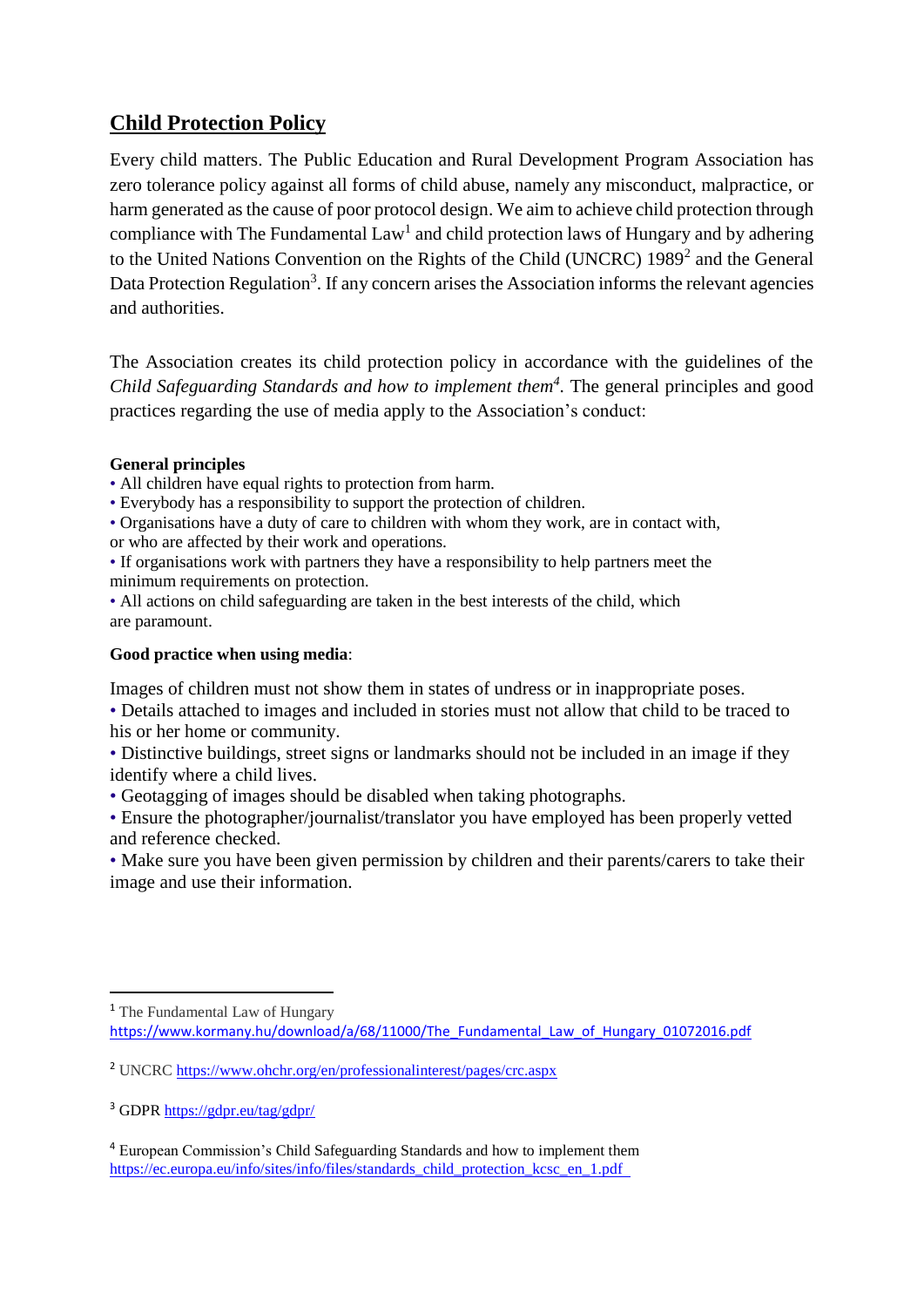## Child Protection Policy

Every child matters. The Public Education and Rural Development Program Association has zero tolerance policy against all forms of child abuse, namely any misconduct, malpractice, or harm generated as the cause of poor protocol design. We aim to achieve child protection through compliance with The Fundamental Law[1] and child protection laws of Hungary and by adhering to the United Nations Convention on the Rights of the Child (UNCRC) 1989[2] and the General Data Protection Regulation[3]. If any concern arises the Association informs the relevant agencies and authorities.

The Association creates its child protection policy in accordance with the guidelines of the *Child Safeguarding Standards and how to implement them[4]*. The general principles and good practices regarding the use of media apply to the Association's conduct:

**General principles**

- All children have equal rights to protection from harm.
- Everybody has a responsibility to support the protection of children.
- Organisations have a duty of care to children with whom they work, are in contact with, or who are affected by their work and operations.
- If organisations work with partners they have a responsibility to help partners meet the minimum requirements on protection.
- All actions on child safeguarding are taken in the best interests of the child, which are paramount.

**Good practice when using media**:

Images of children must not show them in states of undress or in inappropriate poses.

- Details attached to images and included in stories must not allow that child to be traced to his or her home or community.
- Distinctive buildings, street signs or landmarks should not be included in an image if they identify where a child lives.
- Geotagging of images should be disabled when taking photographs.
- Ensure the photographer/journalist/translator you have employed has been properly vetted and reference checked.
- Make sure you have been given permission by children and their parents/carers to take their image and use their information.

---

[1] The Fundamental Law of Hungary https://www.kormany.hu/download/a/68/11000/The_Fundamental_Law_of_Hungary_01072016.pdf

[2] UNCRC https://www.ohchr.org/en/professionalinterest/pages/crc.aspx

[3] GDPR https://gdpr.eu/tag/gdpr/

[4] European Commission's Child Safeguarding Standards and how to implement them https://ec.europa.eu/info/sites/info/files/standards_child_protection_kcsc_en_1.pdf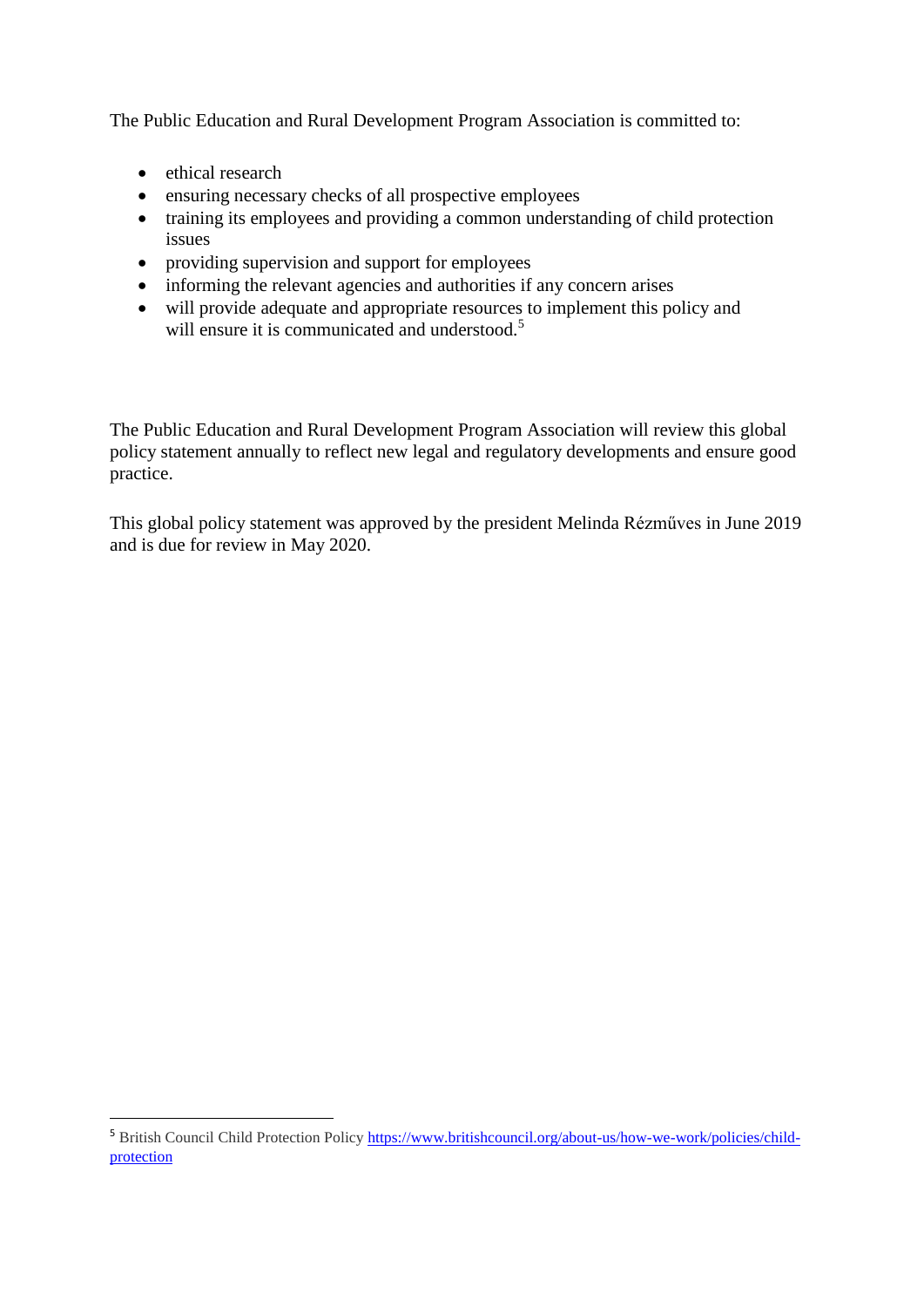The Public Education and Rural Development Program Association is committed to:

- ethical research
- ensuring necessary checks of all prospective employees
- training its employees and providing a common understanding of child protection issues
- providing supervision and support for employees
- informing the relevant agencies and authorities if any concern arises
- will provide adequate and appropriate resources to implement this policy and will ensure it is communicated and understood.[5]

The Public Education and Rural Development Program Association will review this global policy statement annually to reflect new legal and regulatory developments and ensure good practice.

This global policy statement was approved by the president Melinda Rézműves in June 2019 and is due for review in May 2020.

---

[5] British Council Child Protection Policy https://www.britishcouncil.org/about-us/how-we-work/policies/child-protection